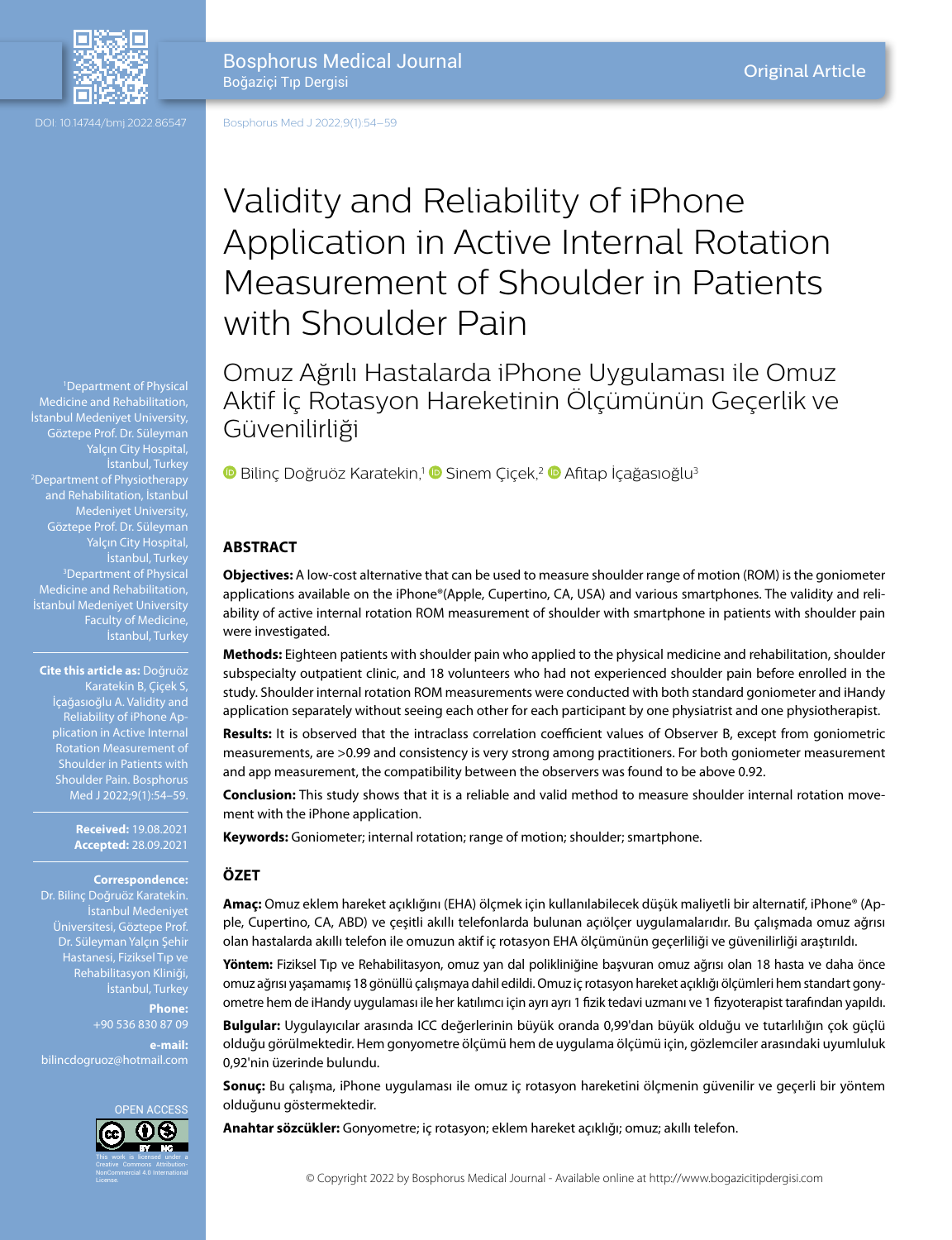Original Article

# Validity and Reliability of iPhone Application in Active Internal Rotation Measurement of Shoulder in Patients with Shoulder Pain

## Omuz Ağrılı Hastalarda iPhone Uygulaması ile Omuz Aktif İç Rotasyon Hareketinin Ölçümünün Geçerlik ve Güvenilirliği

Bilinç Doğruöz Karatekin,[1] Sinem Çiçek,[2] Afitap İçağasıoğlu[3]

[1]Department of Physical Medicine and Rehabilitation, İstanbul Medeniyet University, Göztepe Prof. Dr. Süleyman Yalçın City Hospital, İstanbul, Turkey
[2]Department of Physiotherapy and Rehabilitation, İstanbul Medeniyet University, Göztepe Prof. Dr. Süleyman Yalçın City Hospital, İstanbul, Turkey
[3]Department of Physical Medicine and Rehabilitation, İstanbul Medeniyet University Faculty of Medicine, İstanbul, Turkey

DOI: 10.14744/bmj.2022.86547

**Cite this article as:** Doğruöz Karatekin B, Çiçek S, İçağasıoğlu A. Validity and Reliability of iPhone Application in Active Internal Rotation Measurement of Shoulder in Patients with Shoulder Pain. Bosphorus Med J 2022;9(1):54–59.

**Received:** 19.08.2021
**Accepted:** 28.09.2021

**Correspondence:** Dr. Bilinç Doğruöz Karatekin. İstanbul Medeniyet Üniversitesi, Göztepe Prof. Dr. Süleyman Yalçın Şehir Hastanesi, Fiziksel Tıp ve Rehabilitasyon Kliniği, İstanbul, Turkey

**Phone:** +90 536 830 87 09

**e-mail:** bilincdogruoz@hotmail.com

OPEN ACCESS

This work is licensed under a Creative Commons Attribution-NonCommercial 4.0 International License.

## ABSTRACT

**Objectives:** A low-cost alternative that can be used to measure shoulder range of motion (ROM) is the goniometer applications available on the iPhone®(Apple, Cupertino, CA, USA) and various smartphones. The validity and reliability of active internal rotation ROM measurement of shoulder with smartphone in patients with shoulder pain were investigated.

**Methods:** Eighteen patients with shoulder pain who applied to the physical medicine and rehabilitation, shoulder subspecialty outpatient clinic, and 18 volunteers who had not experienced shoulder pain before enrolled in the study. Shoulder internal rotation ROM measurements were conducted with both standard goniometer and iHandy application separately without seeing each other for each participant by one physiatrist and one physiotherapist.

**Results:** It is observed that the intraclass correlation coefficient values of Observer B, except from goniometric measurements, are >0.99 and consistency is very strong among practitioners. For both goniometer measurement and app measurement, the compatibility between the observers was found to be above 0.92.

**Conclusion:** This study shows that it is a reliable and valid method to measure shoulder internal rotation movement with the iPhone application.

**Keywords:** Goniometer; internal rotation; range of motion; shoulder; smartphone.

## ÖZET

**Amaç:** Omuz eklem hareket açıklığını (EHA) ölçmek için kullanılabilecek düşük maliyetli bir alternatif, iPhone® (Apple, Cupertino, CA, ABD) ve çeşitli akıllı telefonlarda bulunan açıölçer uygulamalarıdır. Bu çalışmada omuz ağrısı olan hastalarda akıllı telefon ile omuzun aktif iç rotasyon EHA ölçümünün geçerliliği ve güvenilirliği araştırıldı.

**Yöntem:** Fiziksel Tıp ve Rehabilitasyon, omuz yan dal polikliniğine başvuran omuz ağrısı olan 18 hasta ve daha önce omuz ağrısı yaşamamış 18 gönüllü çalışmaya dahil edildi. Omuz iç rotasyon hareket açıklığı ölçümleri hem standart gonyometre hem de iHandy uygulaması ile her katılımcı için ayrı ayrı 1 fizik tedavi uzmanı ve 1 fizyoterapist tarafından yapıldı.

**Bulgular:** Uygulayıcılar arasında ICC değerlerinin büyük oranda 0,99'dan büyük olduğu ve tutarlılığın çok güçlü olduğu görülmektedir. Hem gonyometre ölçümü hem de uygulama ölçümü için, gözlemciler arasındaki uyumluluk 0,92'nin üzerinde bulundu.

**Sonuç:** Bu çalışma, iPhone uygulaması ile omuz iç rotasyon hareketini ölçmenin güvenilir ve geçerli bir yöntem olduğunu göstermektedir.

**Anahtar sözcükler:** Gonyometre; iç rotasyon; eklem hareket açıklığı; omuz; akıllı telefon.

© Copyright 2022 by Bosphorus Medical Journal - Available online at http://www.bogazicitipdergisi.com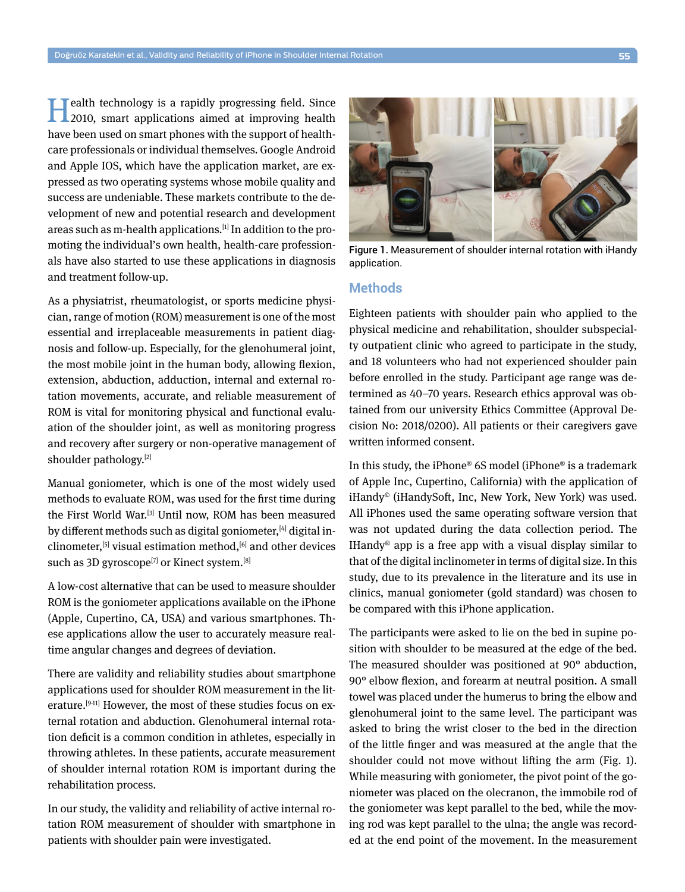Health technology is a rapidly progressing field. Since 2010, smart applications aimed at improving health have been used on smart phones with the support of health-care professionals or individual themselves. Google Android and Apple IOS, which have the application market, are expressed as two operating systems whose mobile quality and success are undeniable. These markets contribute to the development of new and potential research and development areas such as m-health applications.[1] In addition to the promoting the individual's own health, health-care professionals have also started to use these applications in diagnosis and treatment follow-up.

As a physiatrist, rheumatologist, or sports medicine physician, range of motion (ROM) measurement is one of the most essential and irreplaceable measurements in patient diagnosis and follow-up. Especially, for the glenohumeral joint, the most mobile joint in the human body, allowing flexion, extension, abduction, adduction, internal and external rotation movements, accurate, and reliable measurement of ROM is vital for monitoring physical and functional evaluation of the shoulder joint, as well as monitoring progress and recovery after surgery or non-operative management of shoulder pathology.[2]

Manual goniometer, which is one of the most widely used methods to evaluate ROM, was used for the first time during the First World War.[3] Until now, ROM has been measured by different methods such as digital goniometer,[4] digital inclinometer,[5] visual estimation method,[6] and other devices such as 3D gyroscope[7] or Kinect system.[8]

A low-cost alternative that can be used to measure shoulder ROM is the goniometer applications available on the iPhone (Apple, Cupertino, CA, USA) and various smartphones. These applications allow the user to accurately measure real-time angular changes and degrees of deviation.

There are validity and reliability studies about smartphone applications used for shoulder ROM measurement in the literature.[9-11] However, the most of these studies focus on external rotation and abduction. Glenohumeral internal rotation deficit is a common condition in athletes, especially in throwing athletes. In these patients, accurate measurement of shoulder internal rotation ROM is important during the rehabilitation process.

In our study, the validity and reliability of active internal rotation ROM measurement of shoulder with smartphone in patients with shoulder pain were investigated.

Figure 1. Measurement of shoulder internal rotation with iHandy application.

## Methods

Eighteen patients with shoulder pain who applied to the physical medicine and rehabilitation, shoulder subspecialty outpatient clinic who agreed to participate in the study, and 18 volunteers who had not experienced shoulder pain before enrolled in the study. Participant age range was determined as 40–70 years. Research ethics approval was obtained from our university Ethics Committee (Approval Decision No: 2018/0200). All patients or their caregivers gave written informed consent.

In this study, the iPhone® 6S model (iPhone® is a trademark of Apple Inc, Cupertino, California) with the application of iHandy© (iHandySoft, Inc, New York, New York) was used. All iPhones used the same operating software version that was not updated during the data collection period. The IHandy® app is a free app with a visual display similar to that of the digital inclinometer in terms of digital size. In this study, due to its prevalence in the literature and its use in clinics, manual goniometer (gold standard) was chosen to be compared with this iPhone application.

The participants were asked to lie on the bed in supine position with shoulder to be measured at the edge of the bed. The measured shoulder was positioned at 90° abduction, 90° elbow flexion, and forearm at neutral position. A small towel was placed under the humerus to bring the elbow and glenohumeral joint to the same level. The participant was asked to bring the wrist closer to the bed in the direction of the little finger and was measured at the angle that the shoulder could not move without lifting the arm (Fig. 1). While measuring with goniometer, the pivot point of the goniometer was placed on the olecranon, the immobile rod of the goniometer was kept parallel to the bed, while the moving rod was kept parallel to the ulna; the angle was recorded at the end point of the movement. In the measurement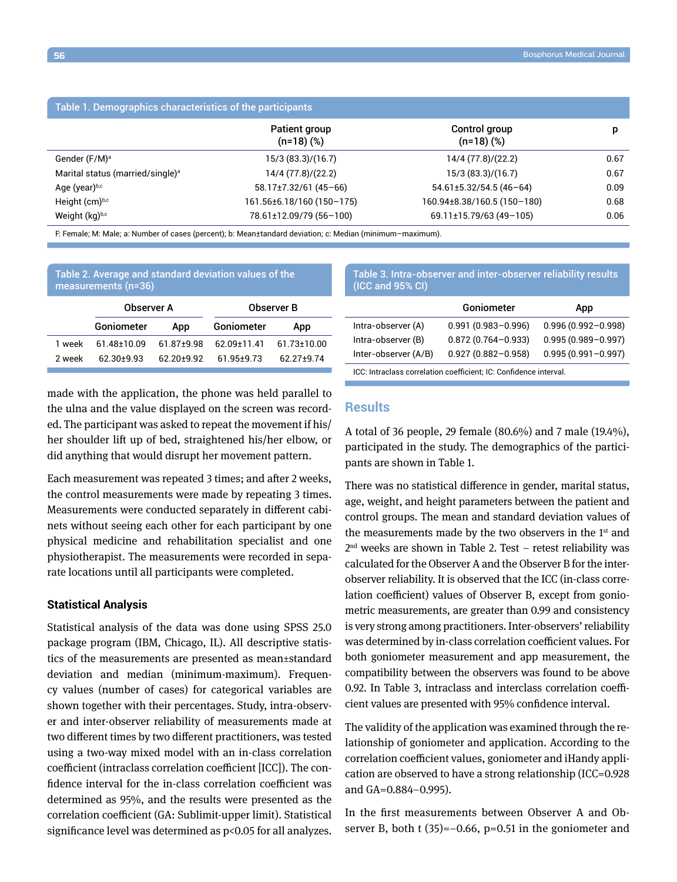**Table 1. Demographics characteristics of the participants**

| | Patient group (n=18) (%) | Control group (n=18) (%) | p |
|---|---|---|---|
| Gender (F/M)[a] | 15/3 (83.3)/(16.7) | 14/4 (77.8)/(22.2) | 0.67 |
| Marital status (married/single)[a] | 14/4 (77.8)/(22.2) | 15/3 (83.3)/(16.7) | 0.67 |
| Age (year)[b,c] | 58.17±7.32/61 (45–66) | 54.61±5.32/54.5 (46–64) | 0.09 |
| Height (cm)[b,c] | 161.56±6.18/160 (150–175) | 160.94±8.38/160.5 (150–180) | 0.68 |
| Weight (kg)[b,c] | 78.61±12.09/79 (56–100) | 69.11±15.79/63 (49–105) | 0.06 |

F: Female; M: Male; a: Number of cases (percent); b: Mean±tandard deviation; c: Median (minimum–maximum).

**Table 2. Average and standard deviation values of the measurements (n=36)**

| | Observer A | | Observer B | |
|---|---|---|---|---|
| | Goniometer | App | Goniometer | App |
| 1 week | 61.48±10.09 | 61.87±9.98 | 62.09±11.41 | 61.73±10.00 |
| 2 week | 62.30±9.93 | 62.20±9.92 | 61.95±9.73 | 62.27±9.74 |

made with the application, the phone was held parallel to the ulna and the value displayed on the screen was recorded. The participant was asked to repeat the movement if his/her shoulder lift up of bed, straightened his/her elbow, or did anything that would disrupt her movement pattern.

Each measurement was repeated 3 times; and after 2 weeks, the control measurements were made by repeating 3 times. Measurements were conducted separately in different cabinets without seeing each other for each participant by one physical medicine and rehabilitation specialist and one physiotherapist. The measurements were recorded in separate locations until all participants were completed.

### Statistical Analysis

Statistical analysis of the data was done using SPSS 25.0 package program (IBM, Chicago, IL). All descriptive statistics of the measurements are presented as mean±standard deviation and median (minimum-maximum). Frequency values (number of cases) for categorical variables are shown together with their percentages. Study, intra-observer and inter-observer reliability of measurements made at two different times by two different practitioners, was tested using a two-way mixed model with an in-class correlation coefficient (intraclass correlation coefficient [ICC]). The confidence interval for the in-class correlation coefficient was determined as 95%, and the results were presented as the correlation coefficient (GA: Sublimit-upper limit). Statistical significance level was determined as p<0.05 for all analyzes.

**Table 3. Intra-observer and inter-observer reliability results (ICC and 95% CI)**

| | Goniometer | App |
|---|---|---|
| Intra-observer (A) | 0.991 (0.983–0.996) | 0.996 (0.992–0.998) |
| Intra-observer (B) | 0.872 (0.764–0.933) | 0.995 (0.989–0.997) |
| Inter-observer (A/B) | 0.927 (0.882–0.958) | 0.995 (0.991–0.997) |

ICC: Intraclass correlation coefficient; IC: Confidence interval.

## Results

A total of 36 people, 29 female (80.6%) and 7 male (19.4%), participated in the study. The demographics of the participants are shown in Table 1.

There was no statistical difference in gender, marital status, age, weight, and height parameters between the patient and control groups. The mean and standard deviation values of the measurements made by the two observers in the 1st and 2nd weeks are shown in Table 2. Test – retest reliability was calculated for the Observer A and the Observer B for the inter-observer reliability. It is observed that the ICC (in-class correlation coefficient) values of Observer B, except from goniometric measurements, are greater than 0.99 and consistency is very strong among practitioners. Inter-observers' reliability was determined by in-class correlation coefficient values. For both goniometer measurement and app measurement, the compatibility between the observers was found to be above 0.92. In Table 3, intraclass and interclass correlation coefficient values are presented with 95% confidence interval.

The validity of the application was examined through the relationship of goniometer and application. According to the correlation coefficient values, goniometer and iHandy application are observed to have a strong relationship (ICC=0.928 and GA=0.884–0.995).

In the first measurements between Observer A and Observer B, both t (35)=–0.66, p=0.51 in the goniometer and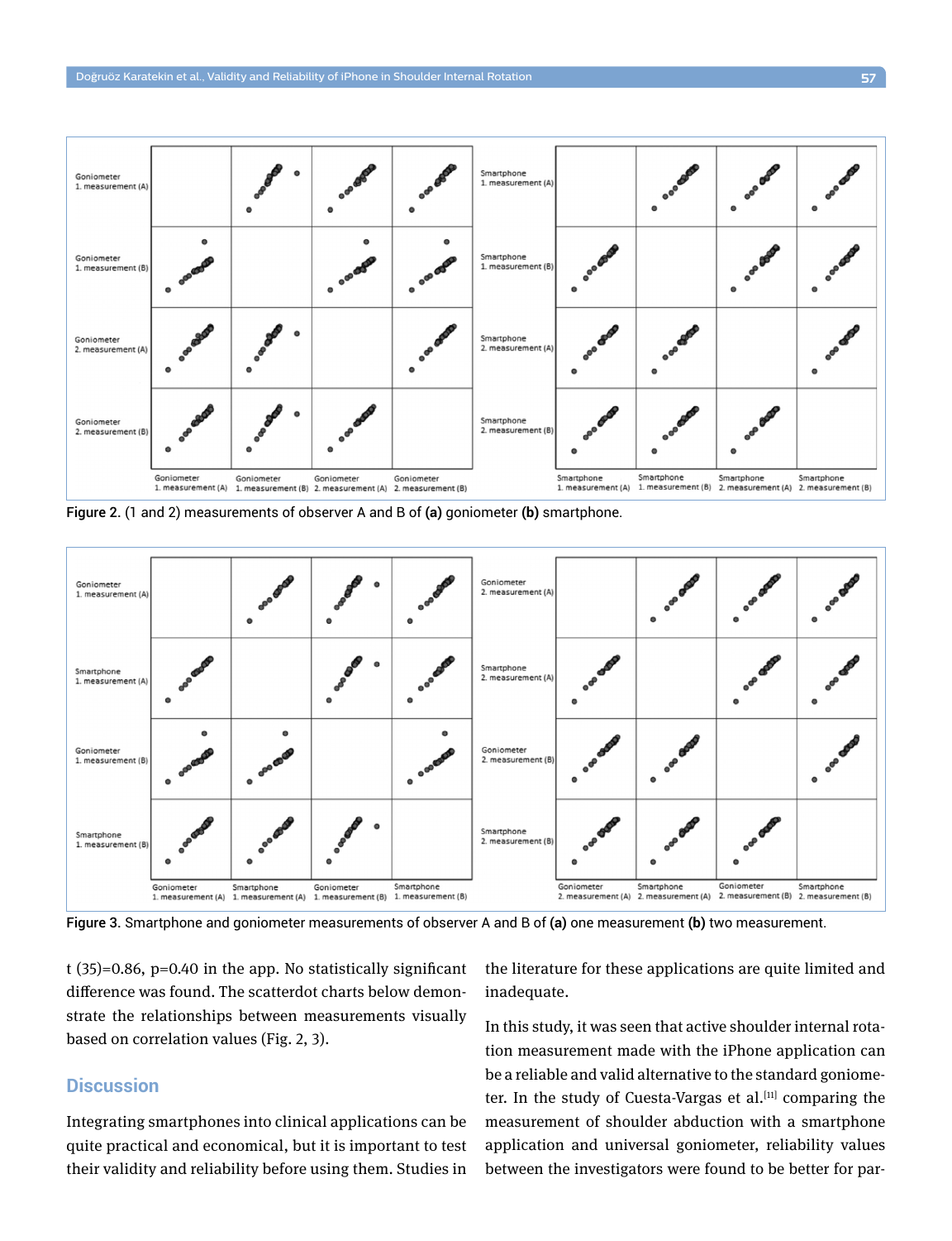Figure 2. (1 and 2) measurements of observer A and B of **(a)** goniometer **(b)** smartphone.

Figure 3. Smartphone and goniometer measurements of observer A and B of **(a)** one measurement **(b)** two measurement.

t (35)=0.86, p=0.40 in the app. No statistically significant difference was found. The scatterdot charts below demonstrate the relationships between measurements visually based on correlation values (Fig. 2, 3).

## Discussion

Integrating smartphones into clinical applications can be quite practical and economical, but it is important to test their validity and reliability before using them. Studies in the literature for these applications are quite limited and inadequate.

In this study, it was seen that active shoulder internal rotation measurement made with the iPhone application can be a reliable and valid alternative to the standard goniometer. In the study of Cuesta-Vargas et al.[11] comparing the measurement of shoulder abduction with a smartphone application and universal goniometer, reliability values between the investigators were found to be better for par-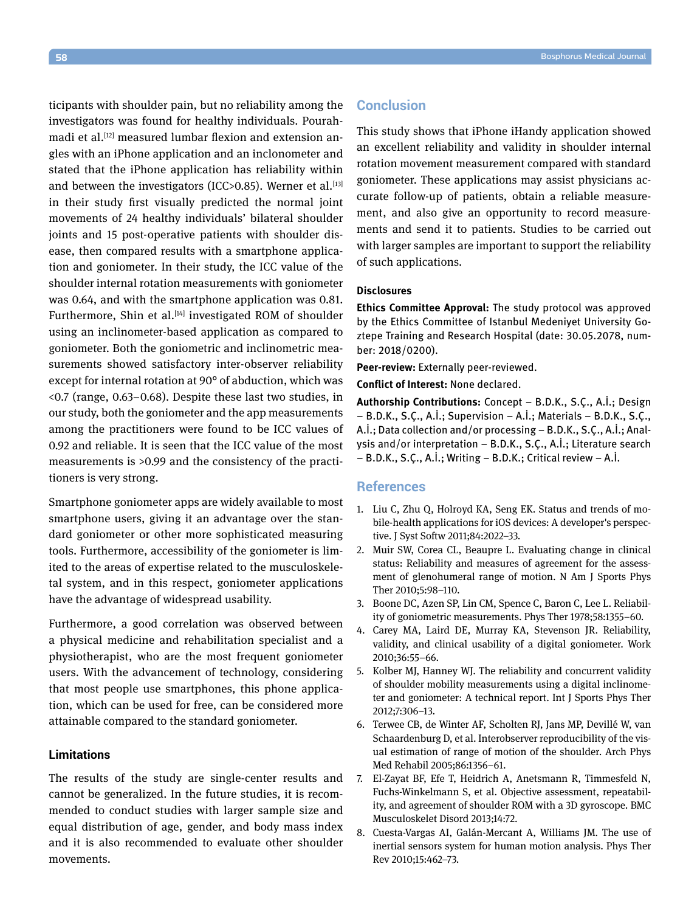ticipants with shoulder pain, but no reliability among the investigators was found for healthy individuals. Pourahmadi et al.[12] measured lumbar flexion and extension angles with an iPhone application and an inclonometer and stated that the iPhone application has reliability within and between the investigators (ICC>0.85). Werner et al.[13] in their study first visually predicted the normal joint movements of 24 healthy individuals' bilateral shoulder joints and 15 post-operative patients with shoulder disease, then compared results with a smartphone application and goniometer. In their study, the ICC value of the shoulder internal rotation measurements with goniometer was 0.64, and with the smartphone application was 0.81. Furthermore, Shin et al.[14] investigated ROM of shoulder using an inclinometer-based application as compared to goniometer. Both the goniometric and inclinometric measurements showed satisfactory inter-observer reliability except for internal rotation at 90° of abduction, which was <0.7 (range, 0.63–0.68). Despite these last two studies, in our study, both the goniometer and the app measurements among the practitioners were found to be ICC values of 0.92 and reliable. It is seen that the ICC value of the most measurements is >0.99 and the consistency of the practitioners is very strong.

Smartphone goniometer apps are widely available to most smartphone users, giving it an advantage over the standard goniometer or other more sophisticated measuring tools. Furthermore, accessibility of the goniometer is limited to the areas of expertise related to the musculoskeletal system, and in this respect, goniometer applications have the advantage of widespread usability.

Furthermore, a good correlation was observed between a physical medicine and rehabilitation specialist and a physiotherapist, who are the most frequent goniometer users. With the advancement of technology, considering that most people use smartphones, this phone application, which can be used for free, can be considered more attainable compared to the standard goniometer.

### Limitations

The results of the study are single-center results and cannot be generalized. In the future studies, it is recommended to conduct studies with larger sample size and equal distribution of age, gender, and body mass index and it is also recommended to evaluate other shoulder movements.

## Conclusion

This study shows that iPhone iHandy application showed an excellent reliability and validity in shoulder internal rotation movement measurement compared with standard goniometer. These applications may assist physicians accurate follow-up of patients, obtain a reliable measurement, and also give an opportunity to record measurements and send it to patients. Studies to be carried out with larger samples are important to support the reliability of such applications.

### Disclosures

**Ethics Committee Approval:** The study protocol was approved by the Ethics Committee of Istanbul Medeniyet University Goztepe Training and Research Hospital (date: 30.05.2078, number: 2018/0200).

**Peer-review:** Externally peer-reviewed.

**Conflict of Interest:** None declared.

**Authorship Contributions:** Concept – B.D.K., S.Ç., A.İ.; Design – B.D.K., S.Ç., A.İ.; Supervision – A.İ.; Materials – B.D.K., S.Ç., A.İ.; Data collection and/or processing – B.D.K., S.Ç., A.İ.; Analysis and/or interpretation – B.D.K., S.Ç., A.İ.; Literature search – B.D.K., S.Ç., A.İ.; Writing – B.D.K.; Critical review – A.İ.

## References

1. Liu C, Zhu Q, Holroyd KA, Seng EK. Status and trends of mobile-health applications for iOS devices: A developer's perspective. J Syst Softw 2011;84:2022–33.
2. Muir SW, Corea CL, Beaupre L. Evaluating change in clinical status: Reliability and measures of agreement for the assessment of glenohumeral range of motion. N Am J Sports Phys Ther 2010;5:98–110.
3. Boone DC, Azen SP, Lin CM, Spence C, Baron C, Lee L. Reliability of goniometric measurements. Phys Ther 1978;58:1355–60.
4. Carey MA, Laird DE, Murray KA, Stevenson JR. Reliability, validity, and clinical usability of a digital goniometer. Work 2010;36:55–66.
5. Kolber MJ, Hanney WJ. The reliability and concurrent validity of shoulder mobility measurements using a digital inclinometer and goniometer: A technical report. Int J Sports Phys Ther 2012;7:306–13.
6. Terwee CB, de Winter AF, Scholten RJ, Jans MP, Devillé W, van Schaardenburg D, et al. Interobserver reproducibility of the visual estimation of range of motion of the shoulder. Arch Phys Med Rehabil 2005;86:1356–61.
7. El-Zayat BF, Efe T, Heidrich A, Anetsmann R, Timmesfeld N, Fuchs-Winkelmann S, et al. Objective assessment, repeatability, and agreement of shoulder ROM with a 3D gyroscope. BMC Musculoskelet Disord 2013;14:72.
8. Cuesta-Vargas AI, Galán-Mercant A, Williams JM. The use of inertial sensors system for human motion analysis. Phys Ther Rev 2010;15:462–73.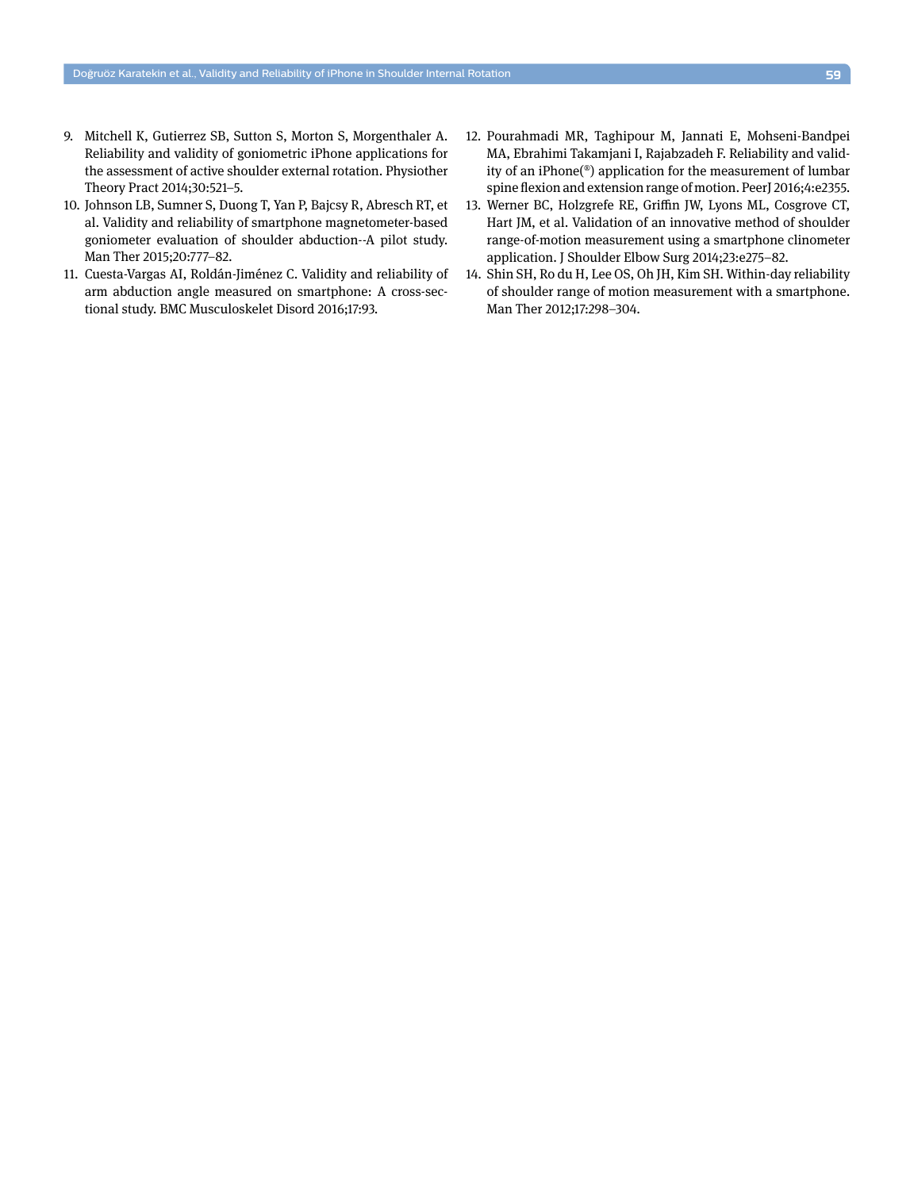9. Mitchell K, Gutierrez SB, Sutton S, Morton S, Morgenthaler A. Reliability and validity of goniometric iPhone applications for the assessment of active shoulder external rotation. Physiother Theory Pract 2014;30:521–5.
10. Johnson LB, Sumner S, Duong T, Yan P, Bajcsy R, Abresch RT, et al. Validity and reliability of smartphone magnetometer-based goniometer evaluation of shoulder abduction--A pilot study. Man Ther 2015;20:777–82.
11. Cuesta-Vargas AI, Roldán-Jiménez C. Validity and reliability of arm abduction angle measured on smartphone: A cross-sectional study. BMC Musculoskelet Disord 2016;17:93.
12. Pourahmadi MR, Taghipour M, Jannati E, Mohseni-Bandpei MA, Ebrahimi Takamjani I, Rajabzadeh F. Reliability and validity of an iPhone(®) application for the measurement of lumbar spine flexion and extension range of motion. PeerJ 2016;4:e2355.
13. Werner BC, Holzgrefe RE, Griffin JW, Lyons ML, Cosgrove CT, Hart JM, et al. Validation of an innovative method of shoulder range-of-motion measurement using a smartphone clinometer application. J Shoulder Elbow Surg 2014;23:e275–82.
14. Shin SH, Ro du H, Lee OS, Oh JH, Kim SH. Within-day reliability of shoulder range of motion measurement with a smartphone. Man Ther 2012;17:298–304.